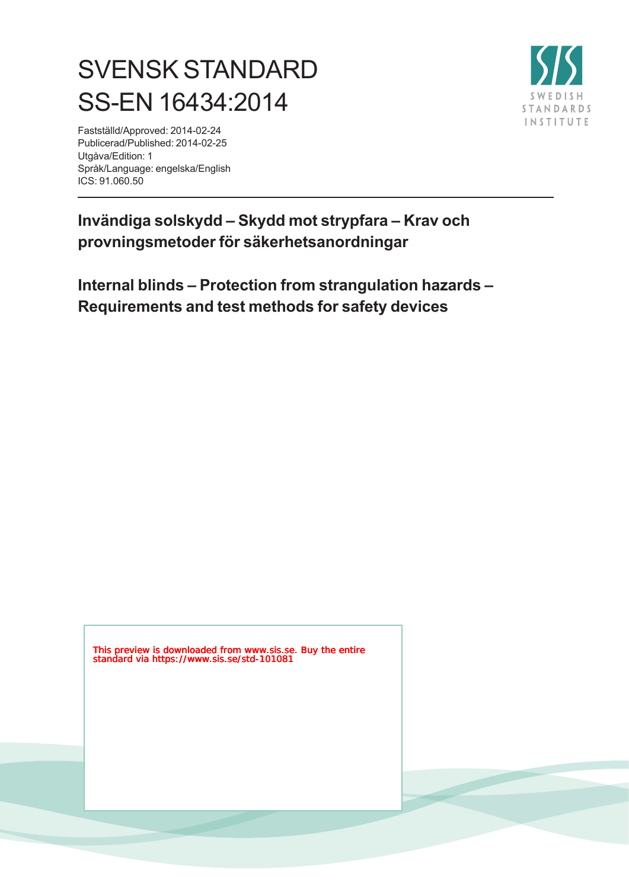# SVENSK STANDARD
# SS-EN 16434:2014

Fastställd/Approved: 2014-02-24
Publicerad/Published: 2014-02-25
Utgåva/Edition: 1
Språk/Language: engelska/English
ICS: 91.060.50

SWEDISH STANDARDS INSTITUTE

---

**Invändiga solskydd – Skydd mot strypfara – Krav och provningsmetoder för säkerhetsanordningar**

**Internal blinds – Protection from strangulation hazards – Requirements and test methods for safety devices**

This preview is downloaded from www.sis.se. Buy the entire standard via https://www.sis.se/std-101081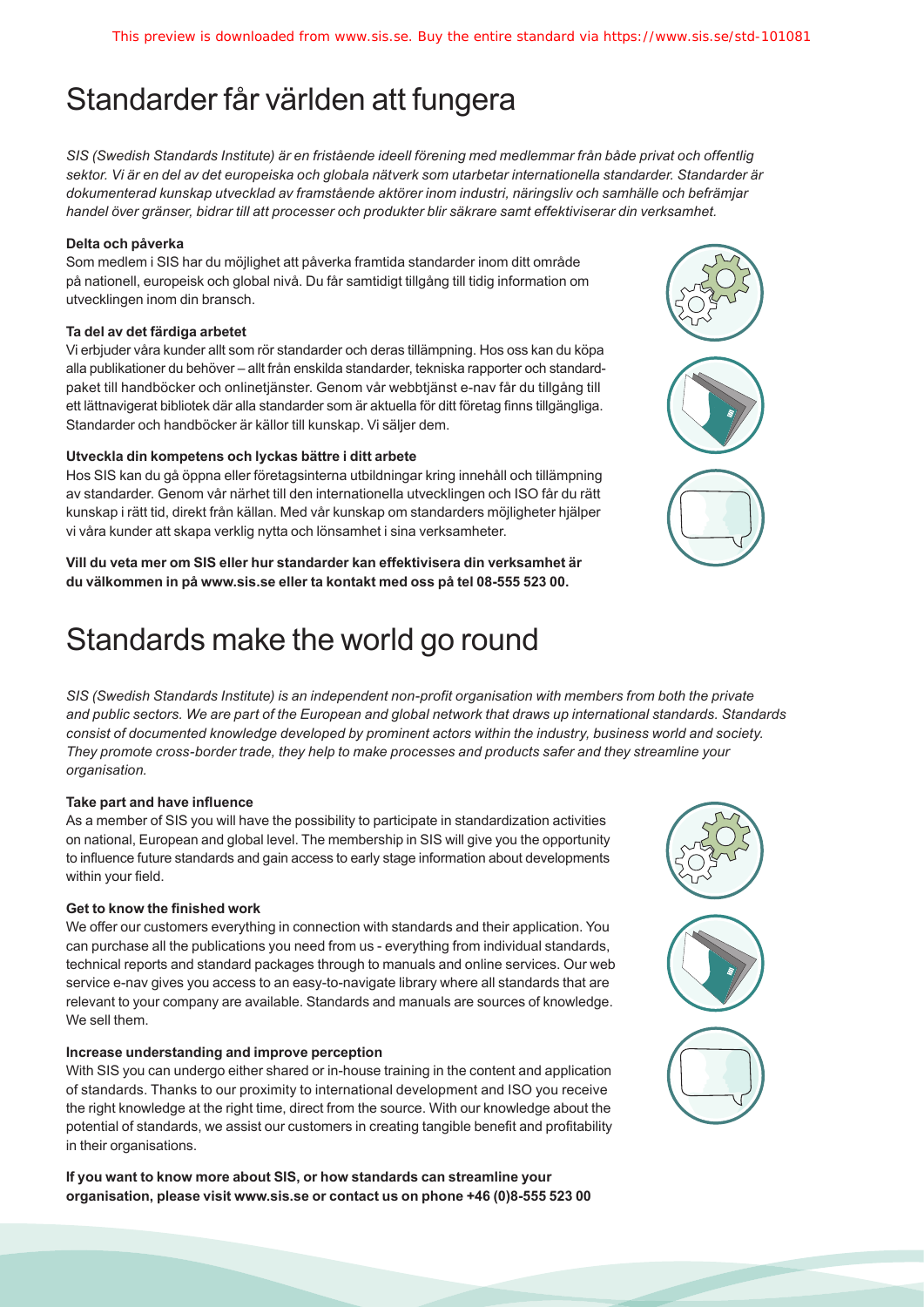# Standarder får världen att fungera

*SIS (Swedish Standards Institute) är en fristående ideell förening med medlemmar från både privat och offentlig sektor. Vi är en del av det europeiska och globala nätverk som utarbetar internationella standarder. Standarder är dokumenterad kunskap utvecklad av framstående aktörer inom industri, näringsliv och samhälle och befrämjar handel över gränser, bidrar till att processer och produkter blir säkrare samt effektiviserar din verksamhet.*

**Delta och påverka**

Som medlem i SIS har du möjlighet att påverka framtida standarder inom ditt område på nationell, europeisk och global nivå. Du får samtidigt tillgång till tidig information om utvecklingen inom din bransch.

**Ta del av det färdiga arbetet**

Vi erbjuder våra kunder allt som rör standarder och deras tillämpning. Hos oss kan du köpa alla publikationer du behöver – allt från enskilda standarder, tekniska rapporter och standardpaket till handböcker och onlinetjänster. Genom vår webbtjänst e-nav får du tillgång till ett lättnavigerat bibliotek där alla standarder som är aktuella för ditt företag finns tillgängliga. Standarder och handböcker är källor till kunskap. Vi säljer dem.

**Utveckla din kompetens och lyckas bättre i ditt arbete**

Hos SIS kan du gå öppna eller företagsinterna utbildningar kring innehåll och tillämpning av standarder. Genom vår närhet till den internationella utvecklingen och ISO får du rätt kunskap i rätt tid, direkt från källan. Med vår kunskap om standarders möjligheter hjälper vi våra kunder att skapa verklig nytta och lönsamhet i sina verksamheter.

**Vill du veta mer om SIS eller hur standarder kan effektivisera din verksamhet är du välkommen in på www.sis.se eller ta kontakt med oss på tel 08-555 523 00.**

# Standards make the world go round

*SIS (Swedish Standards Institute) is an independent non-profit organisation with members from both the private and public sectors. We are part of the European and global network that draws up international standards. Standards consist of documented knowledge developed by prominent actors within the industry, business world and society. They promote cross-border trade, they help to make processes and products safer and they streamline your organisation.*

**Take part and have influence**

As a member of SIS you will have the possibility to participate in standardization activities on national, European and global level. The membership in SIS will give you the opportunity to influence future standards and gain access to early stage information about developments within your field.

**Get to know the finished work**

We offer our customers everything in connection with standards and their application. You can purchase all the publications you need from us - everything from individual standards, technical reports and standard packages through to manuals and online services. Our web service e-nav gives you access to an easy-to-navigate library where all standards that are relevant to your company are available. Standards and manuals are sources of knowledge. We sell them.

**Increase understanding and improve perception**

With SIS you can undergo either shared or in-house training in the content and application of standards. Thanks to our proximity to international development and ISO you receive the right knowledge at the right time, direct from the source. With our knowledge about the potential of standards, we assist our customers in creating tangible benefit and profitability in their organisations.

**If you want to know more about SIS, or how standards can streamline your organisation, please visit www.sis.se or contact us on phone +46 (0)8-555 523 00**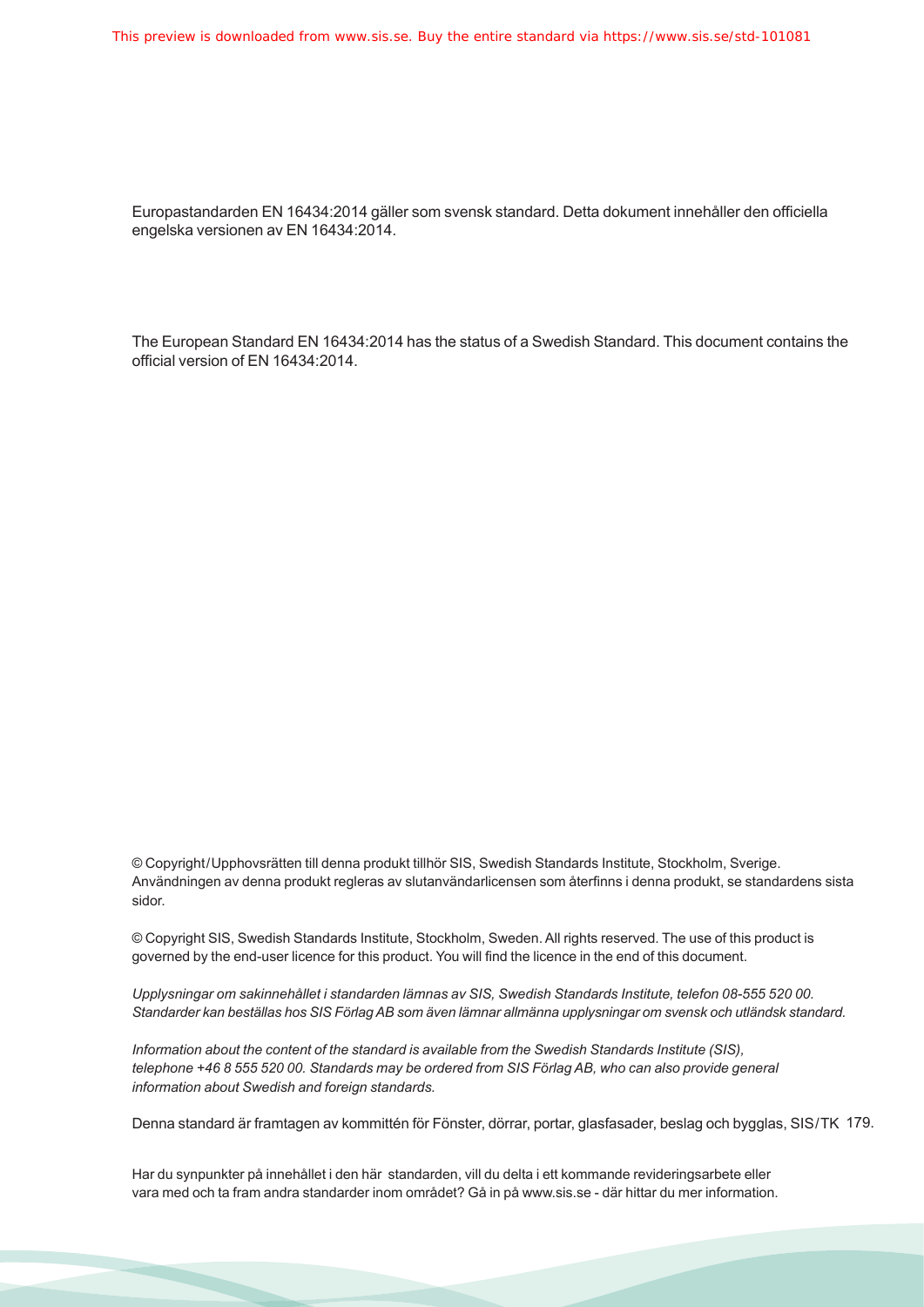Europastandarden EN 16434:2014 gäller som svensk standard. Detta dokument innehåller den officiella engelska versionen av EN 16434:2014.

The European Standard EN 16434:2014 has the status of a Swedish Standard. This document contains the official version of EN 16434:2014.

© Copyright/Upphovsrätten till denna produkt tillhör SIS, Swedish Standards Institute, Stockholm, Sverige. Användningen av denna produkt regleras av slutanvändarlicensen som återfinns i denna produkt, se standardens sista sidor.

© Copyright SIS, Swedish Standards Institute, Stockholm, Sweden. All rights reserved. The use of this product is governed by the end-user licence for this product. You will find the licence in the end of this document.

*Upplysningar om sakinnehållet i standarden lämnas av SIS, Swedish Standards Institute, telefon 08-555 520 00. Standarder kan beställas hos SIS Förlag AB som även lämnar allmänna upplysningar om svensk och utländsk standard.*

*Information about the content of the standard is available from the Swedish Standards Institute (SIS), telephone +46 8 555 520 00. Standards may be ordered from SIS Förlag AB, who can also provide general information about Swedish and foreign standards.*

Denna standard är framtagen av kommittén för Fönster, dörrar, portar, glasfasader, beslag och bygglas, SIS/TK 179.

Har du synpunkter på innehållet i den här standarden, vill du delta i ett kommande revideringsarbete eller vara med och ta fram andra standarder inom området? Gå in på www.sis.se - där hittar du mer information.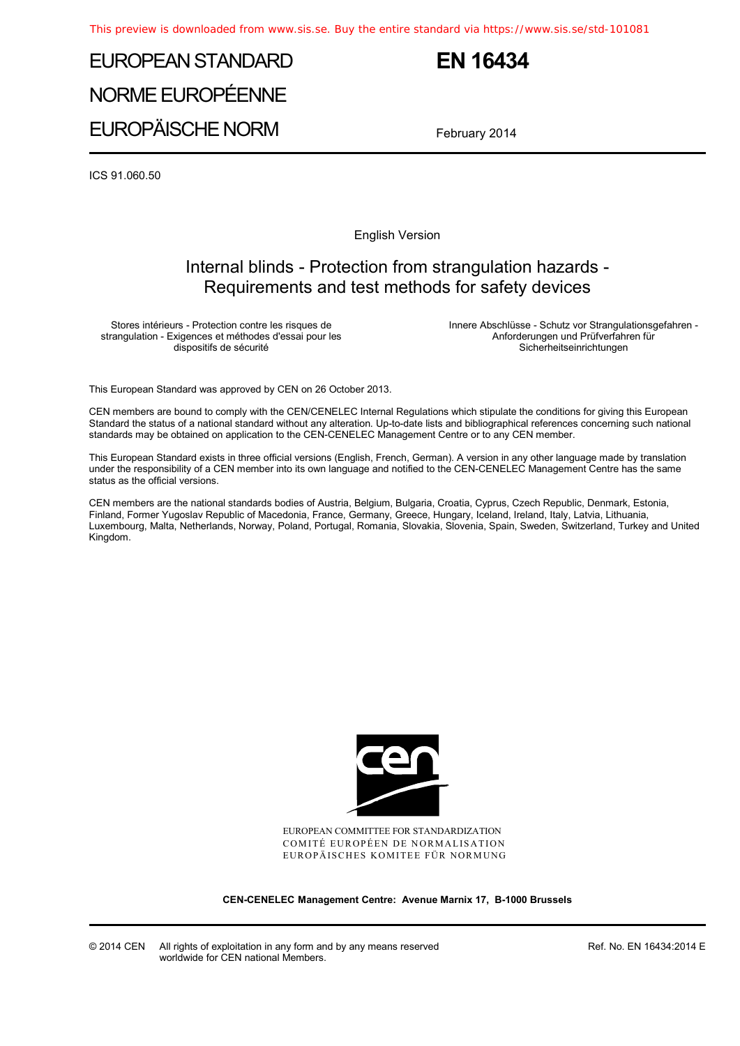This preview is downloaded from www.sis.se. Buy the entire standard via https://www.sis.se/std-101081

# EUROPEAN STANDARD
# NORME EUROPÉENNE
# EUROPÄISCHE NORM

**EN 16434**

February 2014

ICS 91.060.50

English Version

## Internal blinds - Protection from strangulation hazards - Requirements and test methods for safety devices

Stores intérieurs - Protection contre les risques de strangulation - Exigences et méthodes d'essai pour les dispositifs de sécurité

Innere Abschlüsse - Schutz vor Strangulationsgefahren - Anforderungen und Prüfverfahren für Sicherheitseinrichtungen

This European Standard was approved by CEN on 26 October 2013.

CEN members are bound to comply with the CEN/CENELEC Internal Regulations which stipulate the conditions for giving this European Standard the status of a national standard without any alteration. Up-to-date lists and bibliographical references concerning such national standards may be obtained on application to the CEN-CENELEC Management Centre or to any CEN member.

This European Standard exists in three official versions (English, French, German). A version in any other language made by translation under the responsibility of a CEN member into its own language and notified to the CEN-CENELEC Management Centre has the same status as the official versions.

CEN members are the national standards bodies of Austria, Belgium, Bulgaria, Croatia, Cyprus, Czech Republic, Denmark, Estonia, Finland, Former Yugoslav Republic of Macedonia, France, Germany, Greece, Hungary, Iceland, Ireland, Italy, Latvia, Lithuania, Luxembourg, Malta, Netherlands, Norway, Poland, Portugal, Romania, Slovakia, Slovenia, Spain, Sweden, Switzerland, Turkey and United Kingdom.

EUROPEAN COMMITTEE FOR STANDARDIZATION
COMITÉ EUROPÉEN DE NORMALISATION
EUROPÄISCHES KOMITEE FÜR NORMUNG

**CEN-CENELEC Management Centre: Avenue Marnix 17, B-1000 Brussels**

© 2014 CEN All rights of exploitation in any form and by any means reserved worldwide for CEN national Members.

Ref. No. EN 16434:2014 E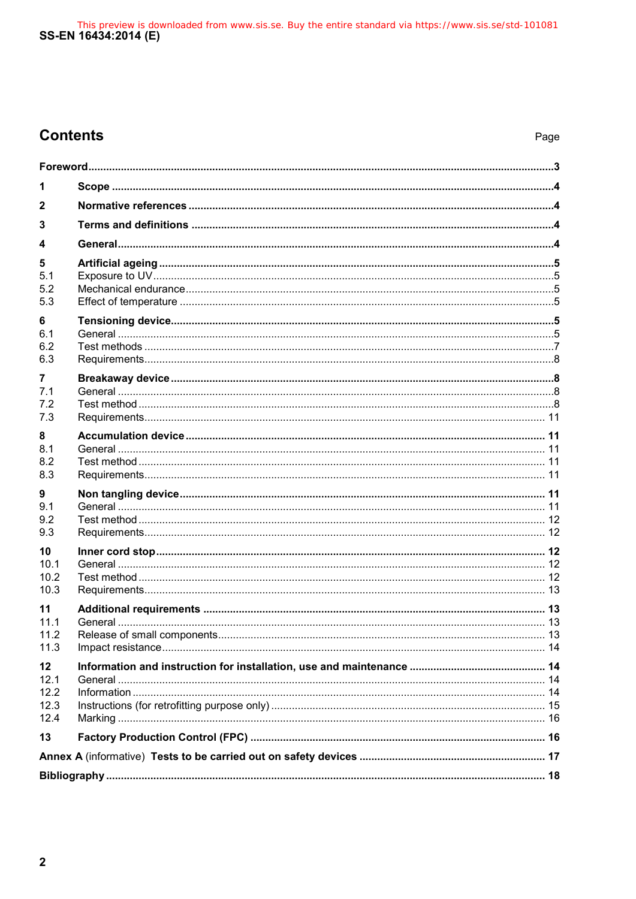# Contents

Page

**Foreword** ......................................................................................................................................... **3**

| | | |
|---|---|---|
| **1** | **Scope** | **4** |
| **2** | **Normative references** | **4** |
| **3** | **Terms and definitions** | **4** |
| **4** | **General** | **4** |
| **5** | **Artificial ageing** | **5** |
| 5.1 | Exposure to UV | 5 |
| 5.2 | Mechanical endurance | 5 |
| 5.3 | Effect of temperature | 5 |
| **6** | **Tensioning device** | **5** |
| 6.1 | General | 5 |
| 6.2 | Test methods | 7 |
| 6.3 | Requirements | 8 |
| **7** | **Breakaway device** | **8** |
| 7.1 | General | 8 |
| 7.2 | Test method | 8 |
| 7.3 | Requirements | 11 |
| **8** | **Accumulation device** | **11** |
| 8.1 | General | 11 |
| 8.2 | Test method | 11 |
| 8.3 | Requirements | 11 |
| **9** | **Non tangling device** | **11** |
| 9.1 | General | 11 |
| 9.2 | Test method | 12 |
| 9.3 | Requirements | 12 |
| **10** | **Inner cord stop** | **12** |
| 10.1 | General | 12 |
| 10.2 | Test method | 12 |
| 10.3 | Requirements | 13 |
| **11** | **Additional requirements** | **13** |
| 11.1 | General | 13 |
| 11.2 | Release of small components | 13 |
| 11.3 | Impact resistance | 14 |
| **12** | **Information and instruction for installation, use and maintenance** | **14** |
| 12.1 | General | 14 |
| 12.2 | Information | 14 |
| 12.3 | Instructions (for retrofitting purpose only) | 15 |
| 12.4 | Marking | 16 |
| **13** | **Factory Production Control (FPC)** | **16** |

**Annex A** (informative) **Tests to be carried out on safety devices** ............................................... **17**

**Bibliography** ..................................................................................................................................... **18**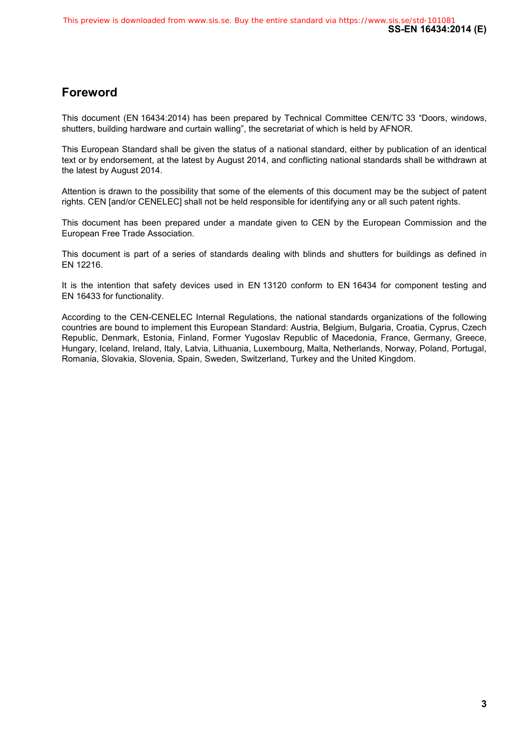## Foreword

This document (EN 16434:2014) has been prepared by Technical Committee CEN/TC 33 “Doors, windows, shutters, building hardware and curtain walling”, the secretariat of which is held by AFNOR.

This European Standard shall be given the status of a national standard, either by publication of an identical text or by endorsement, at the latest by August 2014, and conflicting national standards shall be withdrawn at the latest by August 2014.

Attention is drawn to the possibility that some of the elements of this document may be the subject of patent rights. CEN [and/or CENELEC] shall not be held responsible for identifying any or all such patent rights.

This document has been prepared under a mandate given to CEN by the European Commission and the European Free Trade Association.

This document is part of a series of standards dealing with blinds and shutters for buildings as defined in EN 12216.

It is the intention that safety devices used in EN 13120 conform to EN 16434 for component testing and EN 16433 for functionality.

According to the CEN-CENELEC Internal Regulations, the national standards organizations of the following countries are bound to implement this European Standard: Austria, Belgium, Bulgaria, Croatia, Cyprus, Czech Republic, Denmark, Estonia, Finland, Former Yugoslav Republic of Macedonia, France, Germany, Greece, Hungary, Iceland, Ireland, Italy, Latvia, Lithuania, Luxembourg, Malta, Netherlands, Norway, Poland, Portugal, Romania, Slovakia, Slovenia, Spain, Sweden, Switzerland, Turkey and the United Kingdom.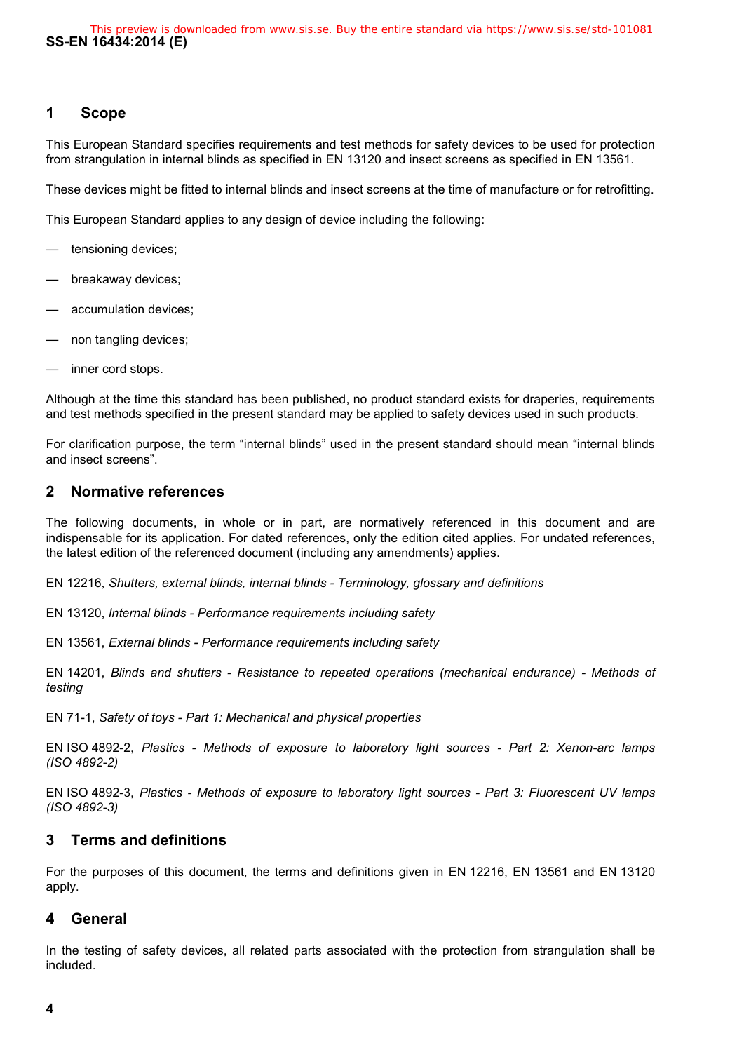## 1 Scope

This European Standard specifies requirements and test methods for safety devices to be used for protection from strangulation in internal blinds as specified in EN 13120 and insect screens as specified in EN 13561.

These devices might be fitted to internal blinds and insect screens at the time of manufacture or for retrofitting.

This European Standard applies to any design of device including the following:

- tensioning devices;
- breakaway devices;
- accumulation devices;
- non tangling devices;
- inner cord stops.

Although at the time this standard has been published, no product standard exists for draperies, requirements and test methods specified in the present standard may be applied to safety devices used in such products.

For clarification purpose, the term "internal blinds" used in the present standard should mean "internal blinds and insect screens".

## 2 Normative references

The following documents, in whole or in part, are normatively referenced in this document and are indispensable for its application. For dated references, only the edition cited applies. For undated references, the latest edition of the referenced document (including any amendments) applies.

EN 12216, *Shutters, external blinds, internal blinds - Terminology, glossary and definitions*

EN 13120, *Internal blinds - Performance requirements including safety*

EN 13561, *External blinds - Performance requirements including safety*

EN 14201, *Blinds and shutters - Resistance to repeated operations (mechanical endurance) - Methods of testing*

EN 71-1, *Safety of toys - Part 1: Mechanical and physical properties*

EN ISO 4892-2, *Plastics - Methods of exposure to laboratory light sources - Part 2: Xenon-arc lamps (ISO 4892-2)*

EN ISO 4892-3, *Plastics - Methods of exposure to laboratory light sources - Part 3: Fluorescent UV lamps (ISO 4892-3)*

## 3 Terms and definitions

For the purposes of this document, the terms and definitions given in EN 12216, EN 13561 and EN 13120 apply.

## 4 General

In the testing of safety devices, all related parts associated with the protection from strangulation shall be included.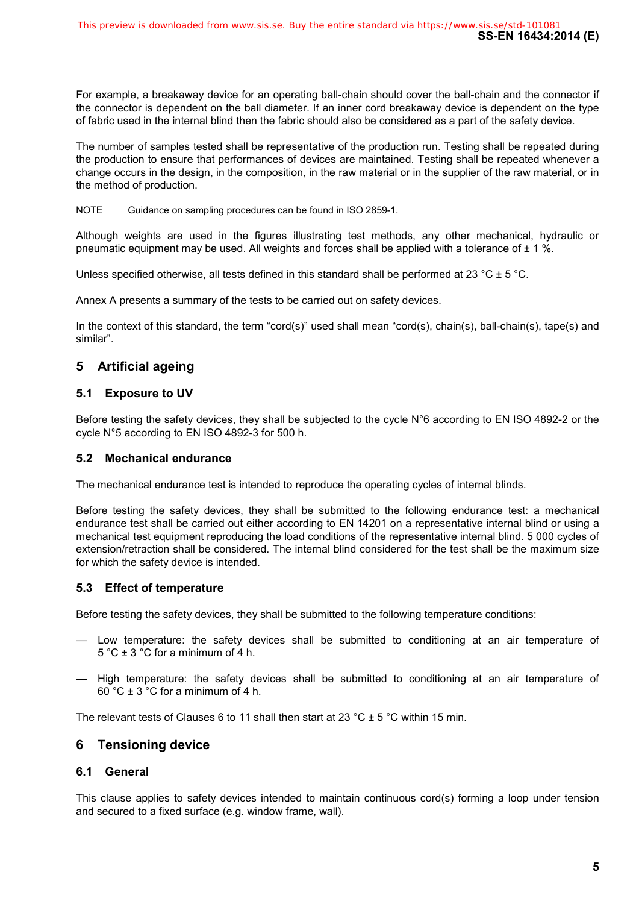For example, a breakaway device for an operating ball-chain should cover the ball-chain and the connector if the connector is dependent on the ball diameter. If an inner cord breakaway device is dependent on the type of fabric used in the internal blind then the fabric should also be considered as a part of the safety device.

The number of samples tested shall be representative of the production run. Testing shall be repeated during the production to ensure that performances of devices are maintained. Testing shall be repeated whenever a change occurs in the design, in the composition, in the raw material or in the supplier of the raw material, or in the method of production.

NOTE Guidance on sampling procedures can be found in ISO 2859-1.

Although weights are used in the figures illustrating test methods, any other mechanical, hydraulic or pneumatic equipment may be used. All weights and forces shall be applied with a tolerance of ± 1 %.

Unless specified otherwise, all tests defined in this standard shall be performed at 23 °C ± 5 °C.

Annex A presents a summary of the tests to be carried out on safety devices.

In the context of this standard, the term "cord(s)" used shall mean "cord(s), chain(s), ball-chain(s), tape(s) and similar".

## 5 Artificial ageing

### 5.1 Exposure to UV

Before testing the safety devices, they shall be subjected to the cycle N°6 according to EN ISO 4892-2 or the cycle N°5 according to EN ISO 4892-3 for 500 h.

### 5.2 Mechanical endurance

The mechanical endurance test is intended to reproduce the operating cycles of internal blinds.

Before testing the safety devices, they shall be submitted to the following endurance test: a mechanical endurance test shall be carried out either according to EN 14201 on a representative internal blind or using a mechanical test equipment reproducing the load conditions of the representative internal blind. 5 000 cycles of extension/retraction shall be considered. The internal blind considered for the test shall be the maximum size for which the safety device is intended.

### 5.3 Effect of temperature

Before testing the safety devices, they shall be submitted to the following temperature conditions:

— Low temperature: the safety devices shall be submitted to conditioning at an air temperature of 5 °C ± 3 °C for a minimum of 4 h.

— High temperature: the safety devices shall be submitted to conditioning at an air temperature of 60 °C ± 3 °C for a minimum of 4 h.

The relevant tests of Clauses 6 to 11 shall then start at 23 °C ± 5 °C within 15 min.

## 6 Tensioning device

### 6.1 General

This clause applies to safety devices intended to maintain continuous cord(s) forming a loop under tension and secured to a fixed surface (e.g. window frame, wall).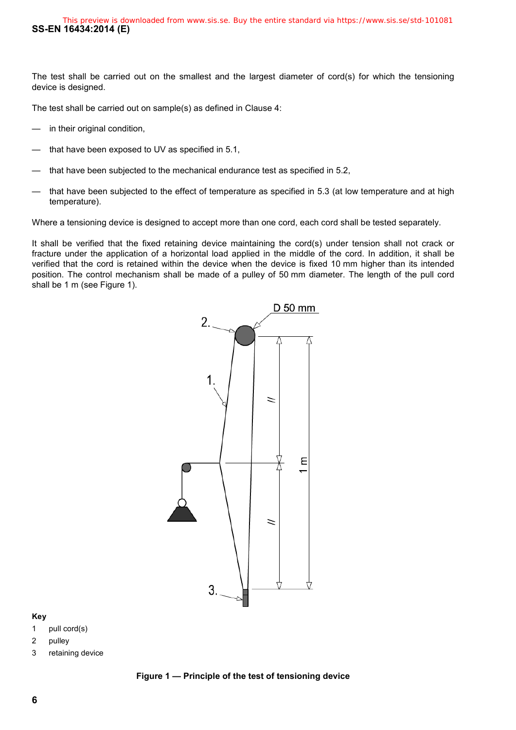The test shall be carried out on the smallest and the largest diameter of cord(s) for which the tensioning device is designed.

The test shall be carried out on sample(s) as defined in Clause 4:

— in their original condition,

— that have been exposed to UV as specified in 5.1,

— that have been subjected to the mechanical endurance test as specified in 5.2,

— that have been subjected to the effect of temperature as specified in 5.3 (at low temperature and at high temperature).

Where a tensioning device is designed to accept more than one cord, each cord shall be tested separately.

It shall be verified that the fixed retaining device maintaining the cord(s) under tension shall not crack or fracture under the application of a horizontal load applied in the middle of the cord. In addition, it shall be verified that the cord is retained within the device when the device is fixed 10 mm higher than its intended position. The control mechanism shall be made of a pulley of 50 mm diameter. The length of the pull cord shall be 1 m (see Figure 1).

**Key**

1 pull cord(s)

2 pulley

3 retaining device

**Figure 1 — Principle of the test of tensioning device**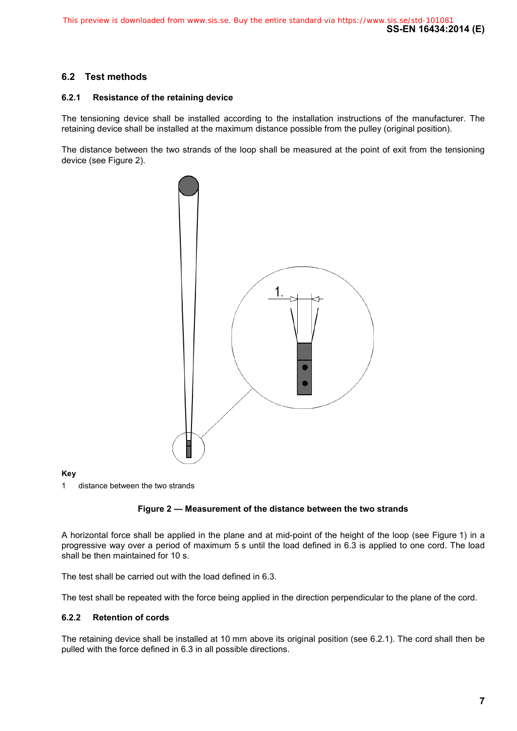## 6.2 Test methods

### 6.2.1 Resistance of the retaining device

The tensioning device shall be installed according to the installation instructions of the manufacturer. The retaining device shall be installed at the maximum distance possible from the pulley (original position).

The distance between the two strands of the loop shall be measured at the point of exit from the tensioning device (see Figure 2).

1.

**Key**

1 distance between the two strands

**Figure 2 — Measurement of the distance between the two strands**

A horizontal force shall be applied in the plane and at mid-point of the height of the loop (see Figure 1) in a progressive way over a period of maximum 5 s until the load defined in 6.3 is applied to one cord. The load shall be then maintained for 10 s.

The test shall be carried out with the load defined in 6.3.

The test shall be repeated with the force being applied in the direction perpendicular to the plane of the cord.

### 6.2.2 Retention of cords

The retaining device shall be installed at 10 mm above its original position (see 6.2.1). The cord shall then be pulled with the force defined in 6.3 in all possible directions.